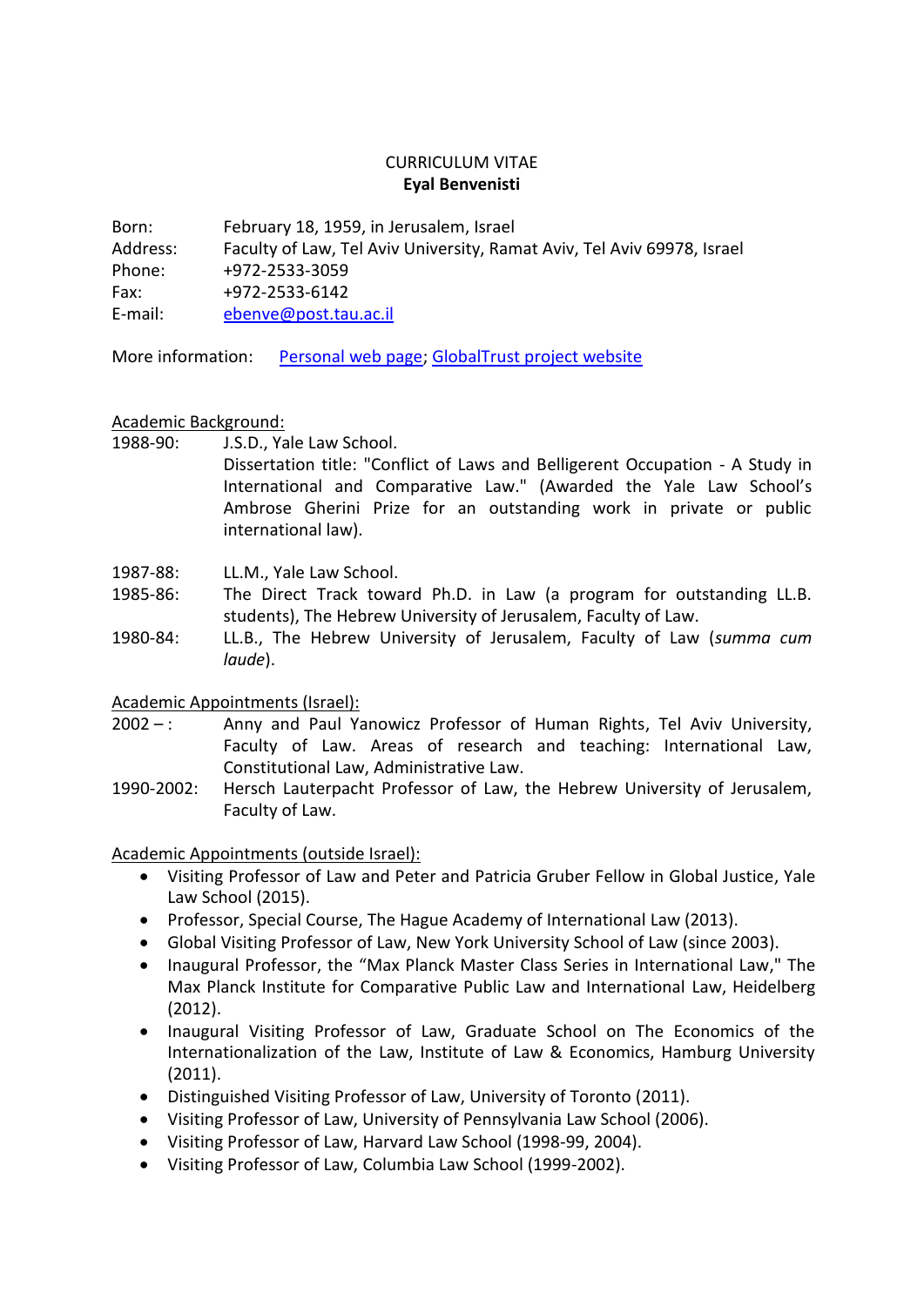CURRICULUM VITAE

**Eyal Benvenisti**

Born: February 18, 1959, in Jerusalem, Israel
Address: Faculty of Law, Tel Aviv University, Ramat Aviv, Tel Aviv 69978, Israel
Phone: +972-2533-3059
Fax: +972-2533-6142
E-mail: ebenve@post.tau.ac.il

More information: Personal web page; GlobalTrust project website

## Academic Background:

1988-90: J.S.D., Yale Law School.
Dissertation title: "Conflict of Laws and Belligerent Occupation - A Study in International and Comparative Law." (Awarded the Yale Law School's Ambrose Gherini Prize for an outstanding work in private or public international law).

1987-88: LL.M., Yale Law School.

1985-86: The Direct Track toward Ph.D. in Law (a program for outstanding LL.B. students), The Hebrew University of Jerusalem, Faculty of Law.

1980-84: LL.B., The Hebrew University of Jerusalem, Faculty of Law (*summa cum laude*).

## Academic Appointments (Israel):

2002 – : Anny and Paul Yanowicz Professor of Human Rights, Tel Aviv University, Faculty of Law. Areas of research and teaching: International Law, Constitutional Law, Administrative Law.

1990-2002: Hersch Lauterpacht Professor of Law, the Hebrew University of Jerusalem, Faculty of Law.

## Academic Appointments (outside Israel):

- Visiting Professor of Law and Peter and Patricia Gruber Fellow in Global Justice, Yale Law School (2015).
- Professor, Special Course, The Hague Academy of International Law (2013).
- Global Visiting Professor of Law, New York University School of Law (since 2003).
- Inaugural Professor, the "Max Planck Master Class Series in International Law," The Max Planck Institute for Comparative Public Law and International Law, Heidelberg (2012).
- Inaugural Visiting Professor of Law, Graduate School on The Economics of the Internationalization of the Law, Institute of Law & Economics, Hamburg University (2011).
- Distinguished Visiting Professor of Law, University of Toronto (2011).
- Visiting Professor of Law, University of Pennsylvania Law School (2006).
- Visiting Professor of Law, Harvard Law School (1998-99, 2004).
- Visiting Professor of Law, Columbia Law School (1999-2002).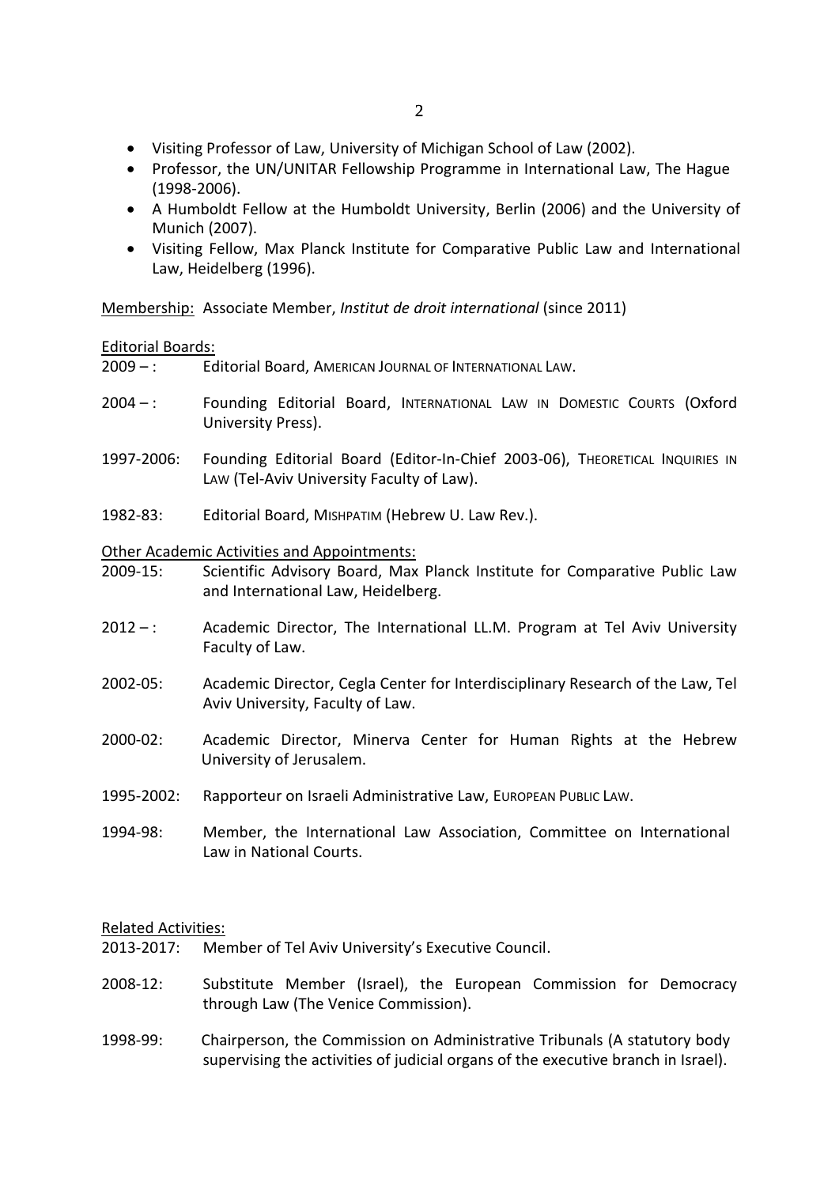- Visiting Professor of Law, University of Michigan School of Law (2002).
- Professor, the UN/UNITAR Fellowship Programme in International Law, The Hague (1998-2006).
- A Humboldt Fellow at the Humboldt University, Berlin (2006) and the University of Munich (2007).
- Visiting Fellow, Max Planck Institute for Comparative Public Law and International Law, Heidelberg (1996).

Membership: Associate Member, *Institut de droit international* (since 2011)

Editorial Boards:

2009 – : Editorial Board, AMERICAN JOURNAL OF INTERNATIONAL LAW.

2004 – : Founding Editorial Board, INTERNATIONAL LAW IN DOMESTIC COURTS (Oxford University Press).

1997-2006: Founding Editorial Board (Editor-In-Chief 2003-06), THEORETICAL INQUIRIES IN LAW (Tel-Aviv University Faculty of Law).

1982-83: Editorial Board, MISHPATIM (Hebrew U. Law Rev.).

Other Academic Activities and Appointments:

2009-15: Scientific Advisory Board, Max Planck Institute for Comparative Public Law and International Law, Heidelberg.

2012 – : Academic Director, The International LL.M. Program at Tel Aviv University Faculty of Law.

2002-05: Academic Director, Cegla Center for Interdisciplinary Research of the Law, Tel Aviv University, Faculty of Law.

2000-02: Academic Director, Minerva Center for Human Rights at the Hebrew University of Jerusalem.

1995-2002: Rapporteur on Israeli Administrative Law, EUROPEAN PUBLIC LAW.

1994-98: Member, the International Law Association, Committee on International Law in National Courts.

Related Activities:

2013-2017: Member of Tel Aviv University's Executive Council.

2008-12: Substitute Member (Israel), the European Commission for Democracy through Law (The Venice Commission).

1998-99: Chairperson, the Commission on Administrative Tribunals (A statutory body supervising the activities of judicial organs of the executive branch in Israel).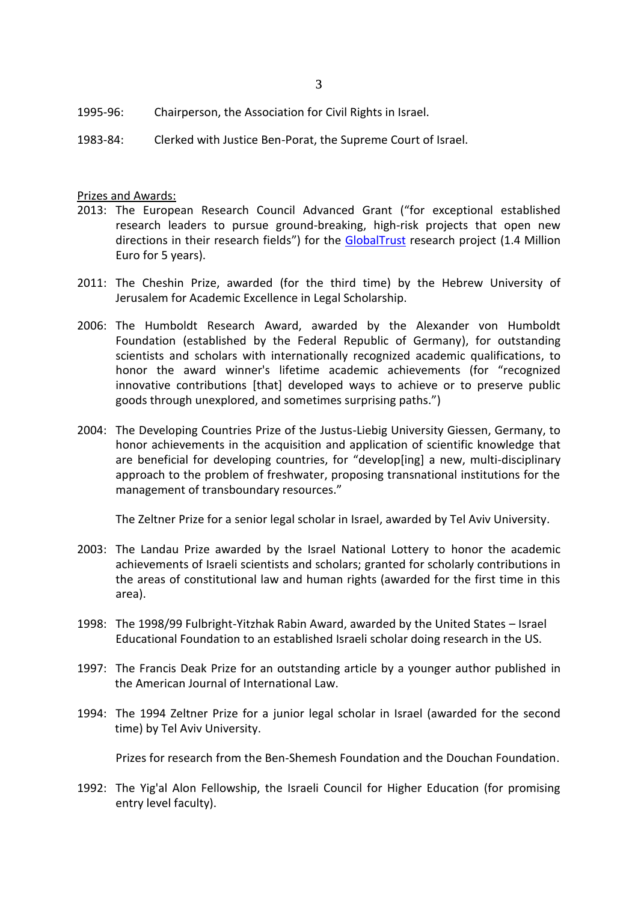1995-96: Chairperson, the Association for Civil Rights in Israel.

1983-84: Clerked with Justice Ben-Porat, the Supreme Court of Israel.

Prizes and Awards:

2013: The European Research Council Advanced Grant ("for exceptional established research leaders to pursue ground-breaking, high-risk projects that open new directions in their research fields") for the GlobalTrust research project (1.4 Million Euro for 5 years).

2011: The Cheshin Prize, awarded (for the third time) by the Hebrew University of Jerusalem for Academic Excellence in Legal Scholarship.

2006: The Humboldt Research Award, awarded by the Alexander von Humboldt Foundation (established by the Federal Republic of Germany), for outstanding scientists and scholars with internationally recognized academic qualifications, to honor the award winner's lifetime academic achievements (for "recognized innovative contributions [that] developed ways to achieve or to preserve public goods through unexplored, and sometimes surprising paths.")

2004: The Developing Countries Prize of the Justus-Liebig University Giessen, Germany, to honor achievements in the acquisition and application of scientific knowledge that are beneficial for developing countries, for "develop[ing] a new, multi-disciplinary approach to the problem of freshwater, proposing transnational institutions for the management of transboundary resources."

The Zeltner Prize for a senior legal scholar in Israel, awarded by Tel Aviv University.

2003: The Landau Prize awarded by the Israel National Lottery to honor the academic achievements of Israeli scientists and scholars; granted for scholarly contributions in the areas of constitutional law and human rights (awarded for the first time in this area).

1998: The 1998/99 Fulbright-Yitzhak Rabin Award, awarded by the United States – Israel Educational Foundation to an established Israeli scholar doing research in the US.

1997: The Francis Deak Prize for an outstanding article by a younger author published in the American Journal of International Law.

1994: The 1994 Zeltner Prize for a junior legal scholar in Israel (awarded for the second time) by Tel Aviv University.

Prizes for research from the Ben-Shemesh Foundation and the Douchan Foundation.

1992: The Yig'al Alon Fellowship, the Israeli Council for Higher Education (for promising entry level faculty).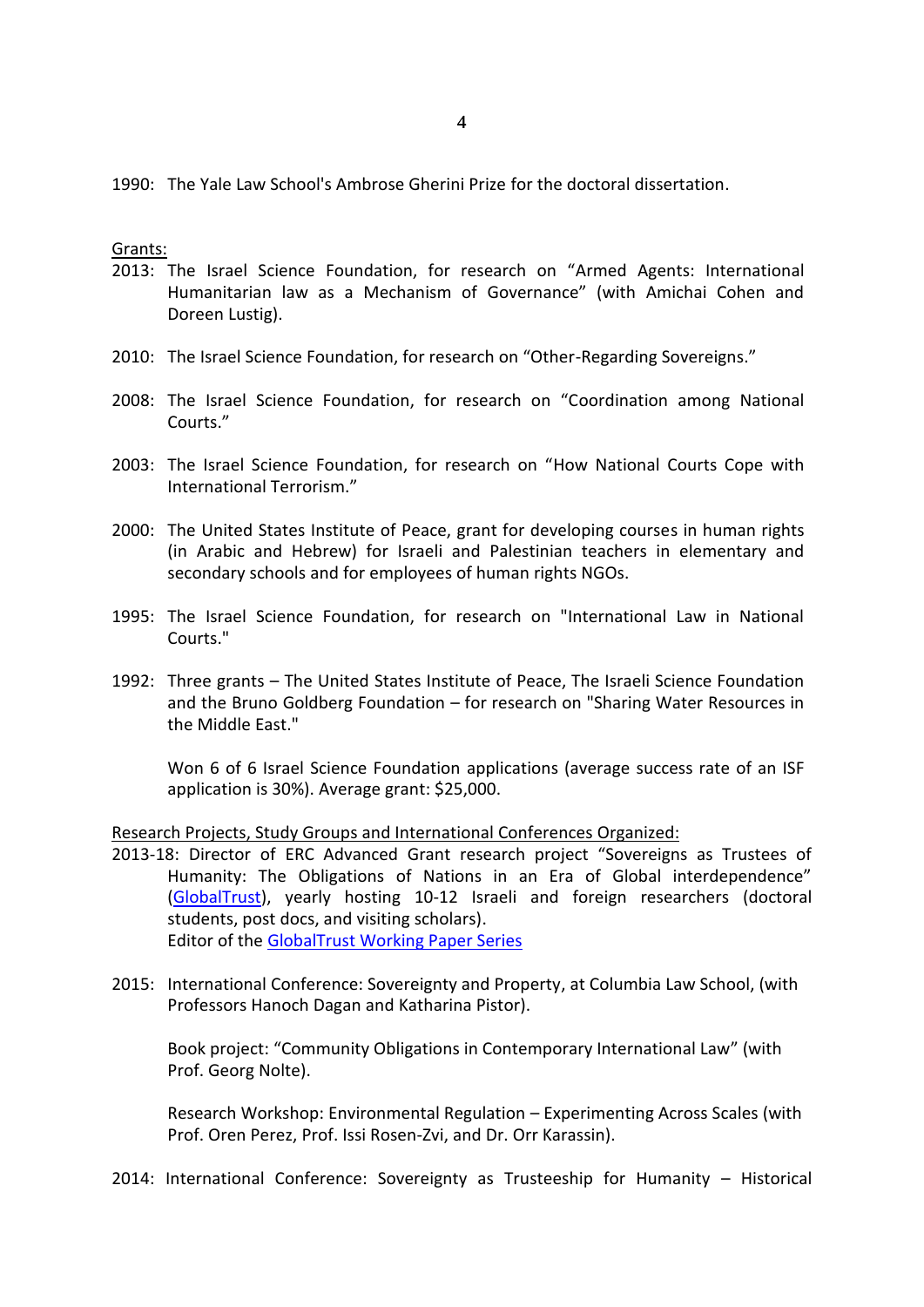1990: The Yale Law School's Ambrose Gherini Prize for the doctoral dissertation.

Grants:

2013: The Israel Science Foundation, for research on "Armed Agents: International Humanitarian law as a Mechanism of Governance" (with Amichai Cohen and Doreen Lustig).

2010: The Israel Science Foundation, for research on "Other-Regarding Sovereigns."

2008: The Israel Science Foundation, for research on "Coordination among National Courts."

2003: The Israel Science Foundation, for research on "How National Courts Cope with International Terrorism."

2000: The United States Institute of Peace, grant for developing courses in human rights (in Arabic and Hebrew) for Israeli and Palestinian teachers in elementary and secondary schools and for employees of human rights NGOs.

1995: The Israel Science Foundation, for research on "International Law in National Courts."

1992: Three grants – The United States Institute of Peace, The Israeli Science Foundation and the Bruno Goldberg Foundation – for research on "Sharing Water Resources in the Middle East."

Won 6 of 6 Israel Science Foundation applications (average success rate of an ISF application is 30%). Average grant: $25,000.

Research Projects, Study Groups and International Conferences Organized:

2013-18: Director of ERC Advanced Grant research project "Sovereigns as Trustees of Humanity: The Obligations of Nations in an Era of Global interdependence" (GlobalTrust), yearly hosting 10-12 Israeli and foreign researchers (doctoral students, post docs, and visiting scholars).
Editor of the GlobalTrust Working Paper Series

2015: International Conference: Sovereignty and Property, at Columbia Law School, (with Professors Hanoch Dagan and Katharina Pistor).

Book project: "Community Obligations in Contemporary International Law" (with Prof. Georg Nolte).

Research Workshop: Environmental Regulation – Experimenting Across Scales (with Prof. Oren Perez, Prof. Issi Rosen-Zvi, and Dr. Orr Karassin).

2014: International Conference: Sovereignty as Trusteeship for Humanity – Historical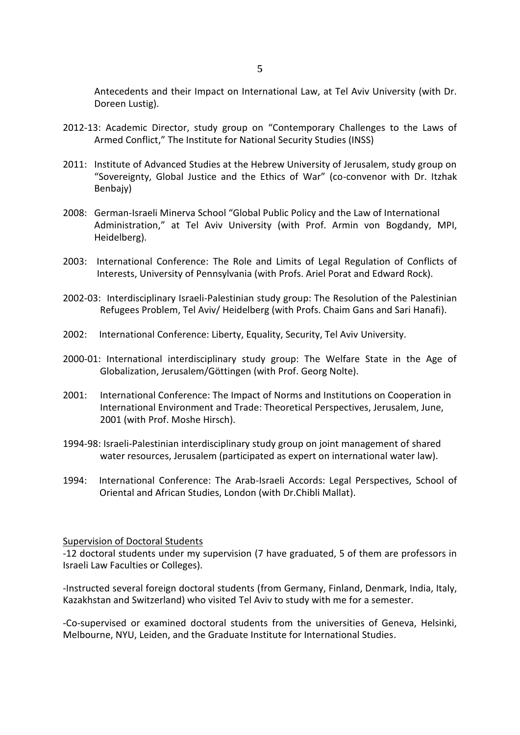Antecedents and their Impact on International Law, at Tel Aviv University (with Dr. Doreen Lustig).

2012-13: Academic Director, study group on "Contemporary Challenges to the Laws of Armed Conflict," The Institute for National Security Studies (INSS)

2011: Institute of Advanced Studies at the Hebrew University of Jerusalem, study group on "Sovereignty, Global Justice and the Ethics of War" (co-convenor with Dr. Itzhak Benbajy)

2008: German-Israeli Minerva School "Global Public Policy and the Law of International Administration," at Tel Aviv University (with Prof. Armin von Bogdandy, MPI, Heidelberg).

2003: International Conference: The Role and Limits of Legal Regulation of Conflicts of Interests, University of Pennsylvania (with Profs. Ariel Porat and Edward Rock).

2002-03: Interdisciplinary Israeli-Palestinian study group: The Resolution of the Palestinian Refugees Problem, Tel Aviv/ Heidelberg (with Profs. Chaim Gans and Sari Hanafi).

2002: International Conference: Liberty, Equality, Security, Tel Aviv University.

2000-01: International interdisciplinary study group: The Welfare State in the Age of Globalization, Jerusalem/Göttingen (with Prof. Georg Nolte).

2001: International Conference: The Impact of Norms and Institutions on Cooperation in International Environment and Trade: Theoretical Perspectives, Jerusalem, June, 2001 (with Prof. Moshe Hirsch).

1994-98: Israeli-Palestinian interdisciplinary study group on joint management of shared water resources, Jerusalem (participated as expert on international water law).

1994: International Conference: The Arab-Israeli Accords: Legal Perspectives, School of Oriental and African Studies, London (with Dr.Chibli Mallat).

## Supervision of Doctoral Students

-12 doctoral students under my supervision (7 have graduated, 5 of them are professors in Israeli Law Faculties or Colleges).

-Instructed several foreign doctoral students (from Germany, Finland, Denmark, India, Italy, Kazakhstan and Switzerland) who visited Tel Aviv to study with me for a semester.

-Co-supervised or examined doctoral students from the universities of Geneva, Helsinki, Melbourne, NYU, Leiden, and the Graduate Institute for International Studies.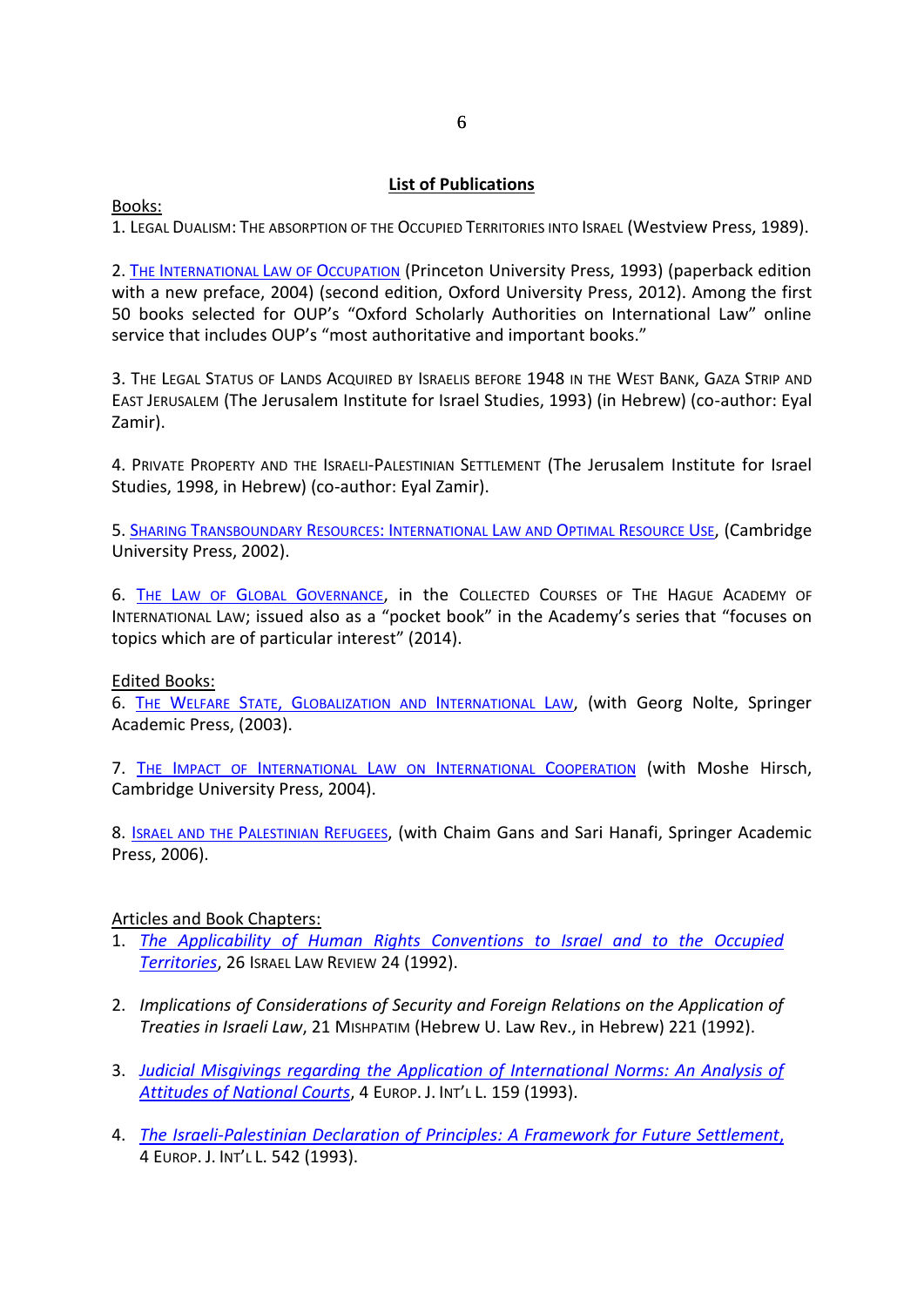## List of Publications

Books:

1. LEGAL DUALISM: THE ABSORPTION OF THE OCCUPIED TERRITORIES INTO ISRAEL (Westview Press, 1989).

2. THE INTERNATIONAL LAW OF OCCUPATION (Princeton University Press, 1993) (paperback edition with a new preface, 2004) (second edition, Oxford University Press, 2012). Among the first 50 books selected for OUP's "Oxford Scholarly Authorities on International Law" online service that includes OUP's "most authoritative and important books."

3. THE LEGAL STATUS OF LANDS ACQUIRED BY ISRAELIS BEFORE 1948 IN THE WEST BANK, GAZA STRIP AND EAST JERUSALEM (The Jerusalem Institute for Israel Studies, 1993) (in Hebrew) (co-author: Eyal Zamir).

4. PRIVATE PROPERTY AND THE ISRAELI-PALESTINIAN SETTLEMENT (The Jerusalem Institute for Israel Studies, 1998, in Hebrew) (co-author: Eyal Zamir).

5. SHARING TRANSBOUNDARY RESOURCES: INTERNATIONAL LAW AND OPTIMAL RESOURCE USE, (Cambridge University Press, 2002).

6. THE LAW OF GLOBAL GOVERNANCE, in the COLLECTED COURSES OF THE HAGUE ACADEMY OF INTERNATIONAL LAW; issued also as a "pocket book" in the Academy's series that "focuses on topics which are of particular interest" (2014).

Edited Books:

6. THE WELFARE STATE, GLOBALIZATION AND INTERNATIONAL LAW, (with Georg Nolte, Springer Academic Press, (2003).

7. THE IMPACT OF INTERNATIONAL LAW ON INTERNATIONAL COOPERATION (with Moshe Hirsch, Cambridge University Press, 2004).

8. ISRAEL AND THE PALESTINIAN REFUGEES, (with Chaim Gans and Sari Hanafi, Springer Academic Press, 2006).

Articles and Book Chapters:

1. *The Applicability of Human Rights Conventions to Israel and to the Occupied Territories*, 26 ISRAEL LAW REVIEW 24 (1992).

2. *Implications of Considerations of Security and Foreign Relations on the Application of Treaties in Israeli Law*, 21 MISHPATIM (Hebrew U. Law Rev., in Hebrew) 221 (1992).

3. *Judicial Misgivings regarding the Application of International Norms: An Analysis of Attitudes of National Courts*, 4 EUROP. J. INT'L L. 159 (1993).

4. *The Israeli-Palestinian Declaration of Principles: A Framework for Future Settlement,* 4 EUROP. J. INT'L L. 542 (1993).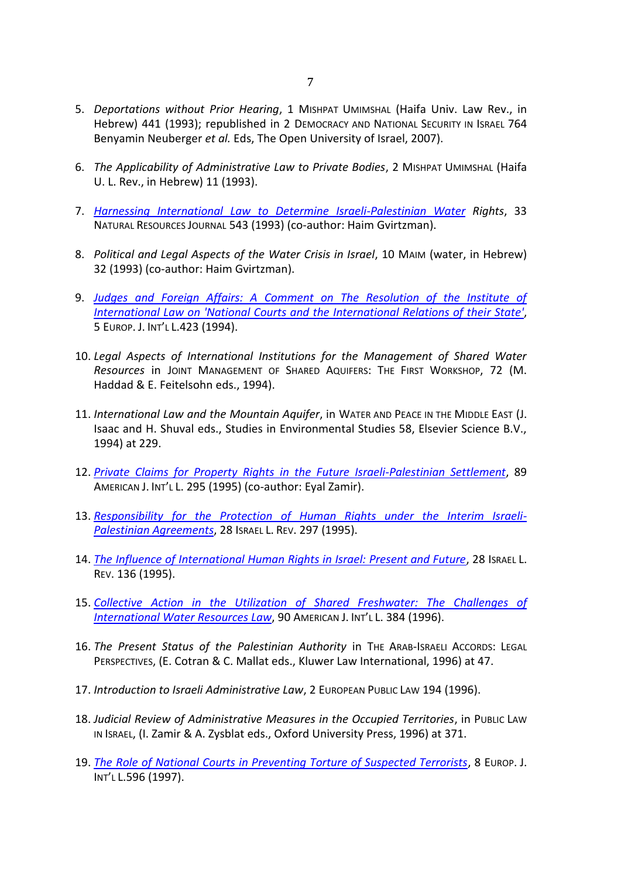5. *Deportations without Prior Hearing*, 1 MISHPAT UMIMSHAL (Haifa Univ. Law Rev., in Hebrew) 441 (1993); republished in 2 DEMOCRACY AND NATIONAL SECURITY IN ISRAEL 764 Benyamin Neuberger *et al.* Eds, The Open University of Israel, 2007).

6. *The Applicability of Administrative Law to Private Bodies*, 2 MISHPAT UMIMSHAL (Haifa U. L. Rev., in Hebrew) 11 (1993).

7. *Harnessing International Law to Determine Israeli-Palestinian Water Rights*, 33 NATURAL RESOURCES JOURNAL 543 (1993) (co-author: Haim Gvirtzman).

8. *Political and Legal Aspects of the Water Crisis in Israel*, 10 MAIM (water, in Hebrew) 32 (1993) (co-author: Haim Gvirtzman).

9. *Judges and Foreign Affairs: A Comment on The Resolution of the Institute of International Law on 'National Courts and the International Relations of their State'*, 5 EUROP. J. INT'L L.423 (1994).

10. *Legal Aspects of International Institutions for the Management of Shared Water Resources* in JOINT MANAGEMENT OF SHARED AQUIFERS: THE FIRST WORKSHOP, 72 (M. Haddad & E. Feitelsohn eds., 1994).

11. *International Law and the Mountain Aquifer*, in WATER AND PEACE IN THE MIDDLE EAST (J. Isaac and H. Shuval eds., Studies in Environmental Studies 58, Elsevier Science B.V., 1994) at 229.

12. *Private Claims for Property Rights in the Future Israeli-Palestinian Settlement*, 89 AMERICAN J. INT'L L. 295 (1995) (co-author: Eyal Zamir).

13. *Responsibility for the Protection of Human Rights under the Interim Israeli-Palestinian Agreements*, 28 ISRAEL L. REV. 297 (1995).

14. *The Influence of International Human Rights in Israel: Present and Future*, 28 ISRAEL L. REV. 136 (1995).

15. *Collective Action in the Utilization of Shared Freshwater: The Challenges of International Water Resources Law*, 90 AMERICAN J. INT'L L. 384 (1996).

16. *The Present Status of the Palestinian Authority* in THE ARAB-ISRAELI ACCORDS: LEGAL PERSPECTIVES, (E. Cotran & C. Mallat eds., Kluwer Law International, 1996) at 47.

17. *Introduction to Israeli Administrative Law*, 2 EUROPEAN PUBLIC LAW 194 (1996).

18. *Judicial Review of Administrative Measures in the Occupied Territories*, in PUBLIC LAW IN ISRAEL, (I. Zamir & A. Zysblat eds., Oxford University Press, 1996) at 371.

19. *The Role of National Courts in Preventing Torture of Suspected Terrorists*, 8 EUROP. J. INT'L L.596 (1997).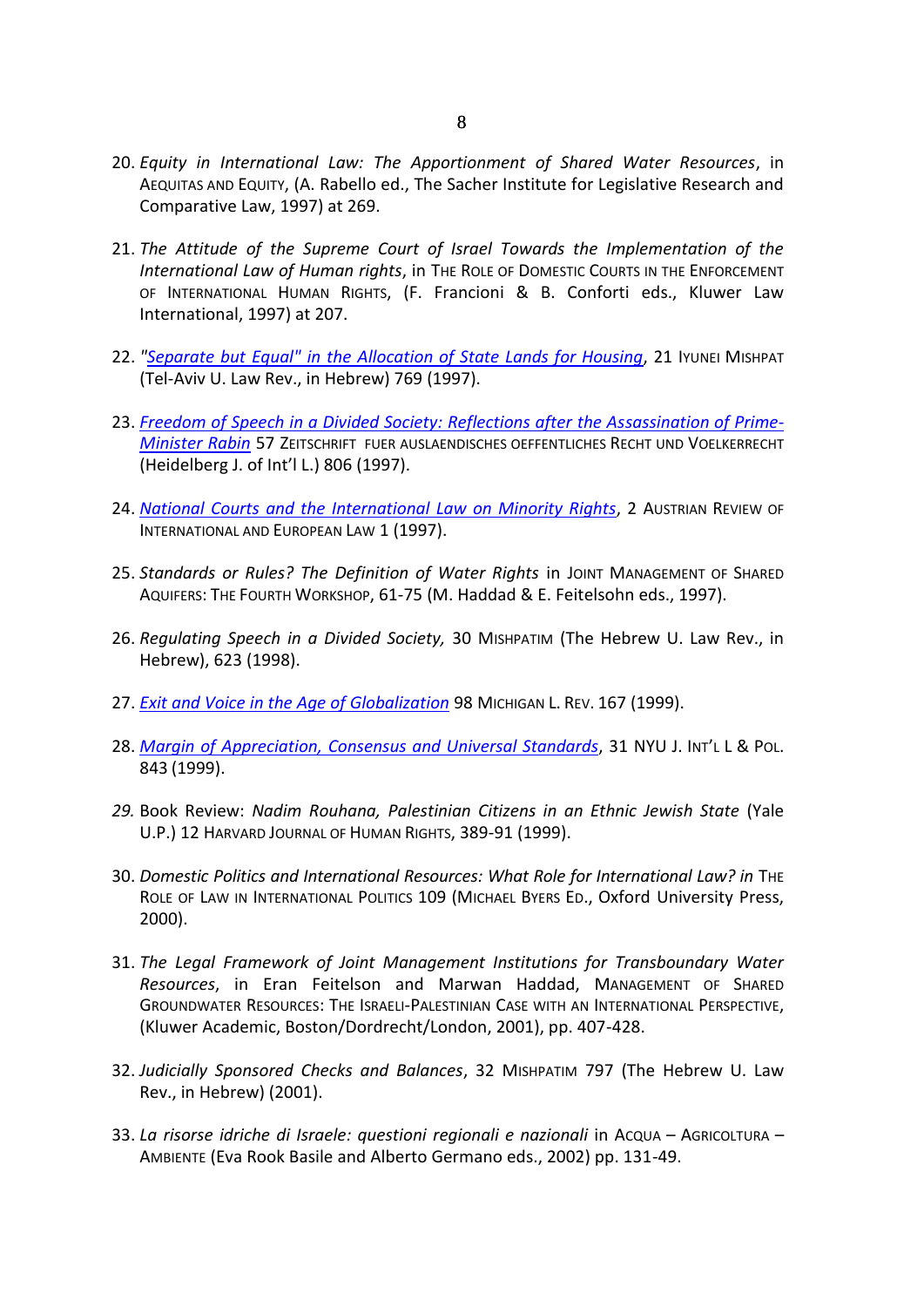20. *Equity in International Law: The Apportionment of Shared Water Resources*, in AEQUITAS AND EQUITY, (A. Rabello ed., The Sacher Institute for Legislative Research and Comparative Law, 1997) at 269.

21. *The Attitude of the Supreme Court of Israel Towards the Implementation of the International Law of Human rights*, in THE ROLE OF DOMESTIC COURTS IN THE ENFORCEMENT OF INTERNATIONAL HUMAN RIGHTS, (F. Francioni & B. Conforti eds., Kluwer Law International, 1997) at 207.

22. *"Separate but Equal" in the Allocation of State Lands for Housing*, 21 IYUNEI MISHPAT (Tel-Aviv U. Law Rev., in Hebrew) 769 (1997).

23. *Freedom of Speech in a Divided Society: Reflections after the Assassination of Prime-Minister Rabin* 57 ZEITSCHRIFT FUER AUSLAENDISCHES OEFFENTLICHES RECHT UND VOELKERRECHT (Heidelberg J. of Int'l L.) 806 (1997).

24. *National Courts and the International Law on Minority Rights*, 2 AUSTRIAN REVIEW OF INTERNATIONAL AND EUROPEAN LAW 1 (1997).

25. *Standards or Rules? The Definition of Water Rights* in JOINT MANAGEMENT OF SHARED AQUIFERS: THE FOURTH WORKSHOP, 61-75 (M. Haddad & E. Feitelsohn eds., 1997).

26. *Regulating Speech in a Divided Society,* 30 MISHPATIM (The Hebrew U. Law Rev., in Hebrew), 623 (1998).

27. *Exit and Voice in the Age of Globalization* 98 MICHIGAN L. REV. 167 (1999).

28. *Margin of Appreciation, Consensus and Universal Standards*, 31 NYU J. INT'L L & POL. 843 (1999).

29. Book Review: *Nadim Rouhana, Palestinian Citizens in an Ethnic Jewish State* (Yale U.P.) 12 HARVARD JOURNAL OF HUMAN RIGHTS, 389-91 (1999).

30. *Domestic Politics and International Resources: What Role for International Law? in* THE ROLE OF LAW IN INTERNATIONAL POLITICS 109 (MICHAEL BYERS ED., Oxford University Press, 2000).

31. *The Legal Framework of Joint Management Institutions for Transboundary Water Resources*, in Eran Feitelson and Marwan Haddad, MANAGEMENT OF SHARED GROUNDWATER RESOURCES: THE ISRAELI-PALESTINIAN CASE WITH AN INTERNATIONAL PERSPECTIVE, (Kluwer Academic, Boston/Dordrecht/London, 2001), pp. 407-428.

32. *Judicially Sponsored Checks and Balances*, 32 MISHPATIM 797 (The Hebrew U. Law Rev., in Hebrew) (2001).

33. *La risorse idriche di Israele: questioni regionali e nazionali* in ACQUA – AGRICOLTURA – AMBIENTE (Eva Rook Basile and Alberto Germano eds., 2002) pp. 131-49.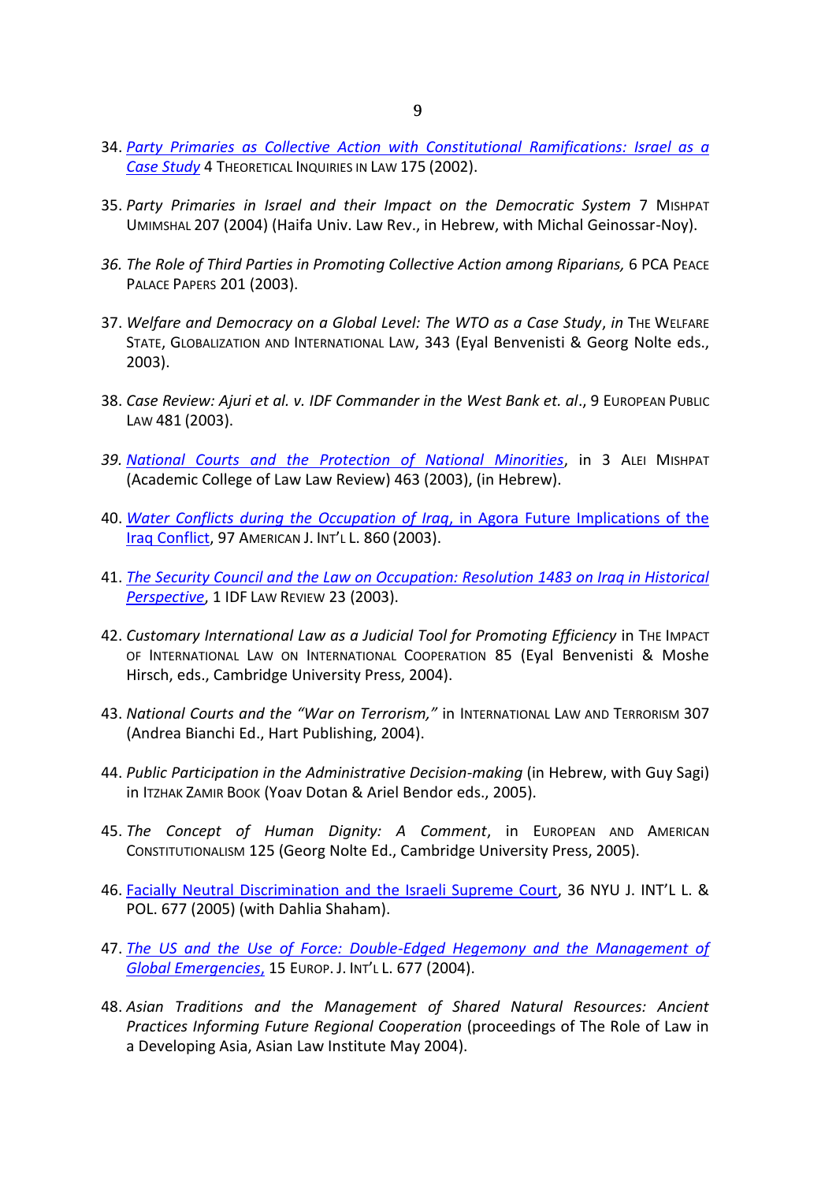34. *Party Primaries as Collective Action with Constitutional Ramifications: Israel as a Case Study* 4 THEORETICAL INQUIRIES IN LAW 175 (2002).

35. *Party Primaries in Israel and their Impact on the Democratic System* 7 MISHPAT UMIMSHAL 207 (2004) (Haifa Univ. Law Rev., in Hebrew, with Michal Geinossar-Noy).

36. *The Role of Third Parties in Promoting Collective Action among Riparians,* 6 PCA PEACE PALACE PAPERS 201 (2003).

37. *Welfare and Democracy on a Global Level: The WTO as a Case Study*, *in* THE WELFARE STATE, GLOBALIZATION AND INTERNATIONAL LAW, 343 (Eyal Benvenisti & Georg Nolte eds., 2003).

38. *Case Review: Ajuri et al. v. IDF Commander in the West Bank et. al*., 9 EUROPEAN PUBLIC LAW 481 (2003).

39. *National Courts and the Protection of National Minorities*, in 3 ALEI MISHPAT (Academic College of Law Law Review) 463 (2003), (in Hebrew).

40. *Water Conflicts during the Occupation of Iraq*, in Agora Future Implications of the Iraq Conflict, 97 AMERICAN J. INT'L L. 860 (2003).

41. *The Security Council and the Law on Occupation: Resolution 1483 on Iraq in Historical Perspective*, 1 IDF LAW REVIEW 23 (2003).

42. *Customary International Law as a Judicial Tool for Promoting Efficiency* in THE IMPACT OF INTERNATIONAL LAW ON INTERNATIONAL COOPERATION 85 (Eyal Benvenisti & Moshe Hirsch, eds., Cambridge University Press, 2004).

43. *National Courts and the "War on Terrorism,"* in INTERNATIONAL LAW AND TERRORISM 307 (Andrea Bianchi Ed., Hart Publishing, 2004).

44. *Public Participation in the Administrative Decision-making* (in Hebrew, with Guy Sagi) in ITZHAK ZAMIR BOOK (Yoav Dotan & Ariel Bendor eds., 2005).

45. *The Concept of Human Dignity: A Comment*, in EUROPEAN AND AMERICAN CONSTITUTIONALISM 125 (Georg Nolte Ed., Cambridge University Press, 2005).

46. Facially Neutral Discrimination and the Israeli Supreme Court, 36 NYU J. INT'L L. & POL. 677 (2005) (with Dahlia Shaham).

47. *The US and the Use of Force: Double-Edged Hegemony and the Management of Global Emergencies*, 15 EUROP. J. INT'L L. 677 (2004).

48. *Asian Traditions and the Management of Shared Natural Resources: Ancient Practices Informing Future Regional Cooperation* (proceedings of The Role of Law in a Developing Asia, Asian Law Institute May 2004).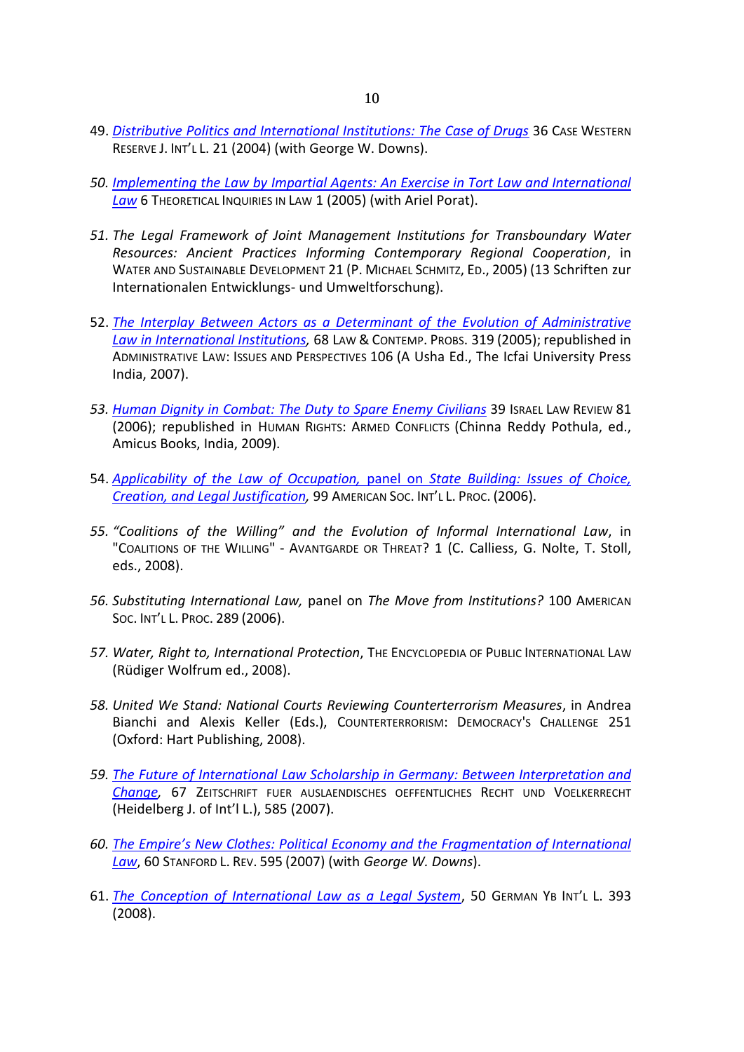49. *Distributive Politics and International Institutions: The Case of Drugs* 36 Case Western Reserve J. Int'l L. 21 (2004) (with George W. Downs).

50. *Implementing the Law by Impartial Agents: An Exercise in Tort Law and International Law* 6 Theoretical Inquiries in Law 1 (2005) (with Ariel Porat).

51. *The Legal Framework of Joint Management Institutions for Transboundary Water Resources: Ancient Practices Informing Contemporary Regional Cooperation*, in Water and Sustainable Development 21 (P. Michael Schmitz, Ed., 2005) (13 Schriften zur Internationalen Entwicklungs- und Umweltforschung).

52. *The Interplay Between Actors as a Determinant of the Evolution of Administrative Law in International Institutions*, 68 Law & Contemp. Probs. 319 (2005); republished in Administrative Law: Issues and Perspectives 106 (A Usha Ed., The Icfai University Press India, 2007).

53. *Human Dignity in Combat: The Duty to Spare Enemy Civilians* 39 Israel Law Review 81 (2006); republished in Human Rights: Armed Conflicts (Chinna Reddy Pothula, ed., Amicus Books, India, 2009).

54. *Applicability of the Law of Occupation,* panel on *State Building: Issues of Choice, Creation, and Legal Justification*, 99 American Soc. Int'l L. Proc. (2006).

55. *"Coalitions of the Willing" and the Evolution of Informal International Law*, in "Coalitions of the Willing" - Avantgarde or Threat? 1 (C. Calliess, G. Nolte, T. Stoll, eds., 2008).

56. *Substituting International Law,* panel on *The Move from Institutions?* 100 American Soc. Int'l L. Proc. 289 (2006).

57. *Water, Right to, International Protection*, The Encyclopedia of Public International Law (Rüdiger Wolfrum ed., 2008).

58. *United We Stand: National Courts Reviewing Counterterrorism Measures*, in Andrea Bianchi and Alexis Keller (Eds.), Counterterrorism: Democracy's Challenge 251 (Oxford: Hart Publishing, 2008).

59. *The Future of International Law Scholarship in Germany: Between Interpretation and Change*, 67 Zeitschrift fuer auslaendisches oeffentliches Recht und Voelkerrecht (Heidelberg J. of Int'l L.), 585 (2007).

60. *The Empire's New Clothes: Political Economy and the Fragmentation of International Law*, 60 Stanford L. Rev. 595 (2007) (with *George W. Downs*).

61. *The Conception of International Law as a Legal System*, 50 German Yb Int'l L. 393 (2008).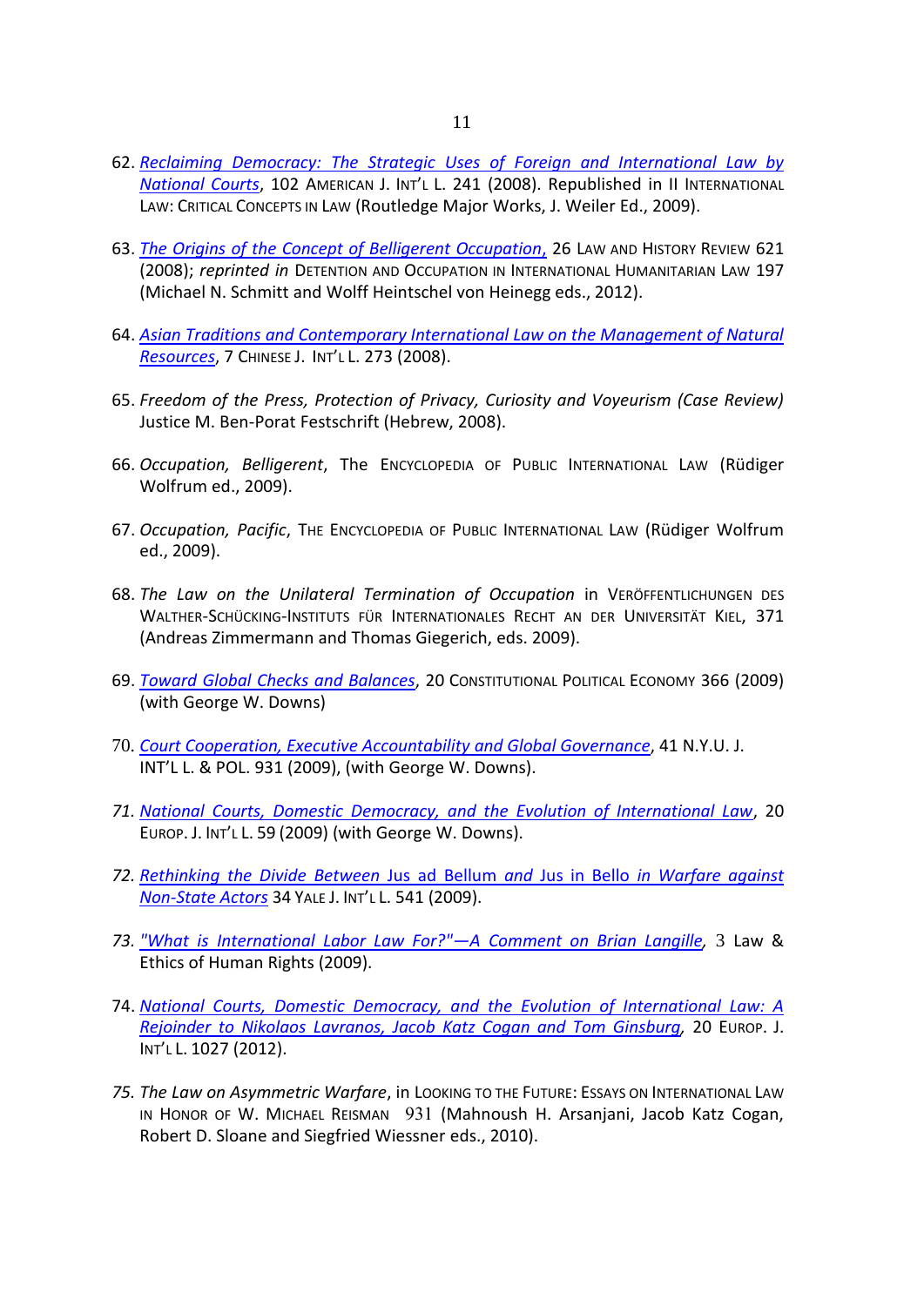62. *Reclaiming Democracy: The Strategic Uses of Foreign and International Law by National Courts*, 102 AMERICAN J. INT'L L. 241 (2008). Republished in II INTERNATIONAL LAW: CRITICAL CONCEPTS IN LAW (Routledge Major Works, J. Weiler Ed., 2009).

63. *The Origins of the Concept of Belligerent Occupation*, 26 LAW AND HISTORY REVIEW 621 (2008); *reprinted in* DETENTION AND OCCUPATION IN INTERNATIONAL HUMANITARIAN LAW 197 (Michael N. Schmitt and Wolff Heintschel von Heinegg eds., 2012).

64. *Asian Traditions and Contemporary International Law on the Management of Natural Resources*, 7 CHINESE J. INT'L L. 273 (2008).

65. *Freedom of the Press, Protection of Privacy, Curiosity and Voyeurism (Case Review)* Justice M. Ben-Porat Festschrift (Hebrew, 2008).

66. *Occupation, Belligerent*, The ENCYCLOPEDIA OF PUBLIC INTERNATIONAL LAW (Rüdiger Wolfrum ed., 2009).

67. *Occupation, Pacific*, THE ENCYCLOPEDIA OF PUBLIC INTERNATIONAL LAW (Rüdiger Wolfrum ed., 2009).

68. *The Law on the Unilateral Termination of Occupation* in VERÖFFENTLICHUNGEN DES WALTHER-SCHÜCKING-INSTITUTS FÜR INTERNATIONALES RECHT AN DER UNIVERSITÄT KIEL, 371 (Andreas Zimmermann and Thomas Giegerich, eds. 2009).

69. *Toward Global Checks and Balances*, 20 CONSTITUTIONAL POLITICAL ECONOMY 366 (2009) (with George W. Downs)

70. *Court Cooperation, Executive Accountability and Global Governance*, 41 N.Y.U. J. INT'L L. & POL. 931 (2009), (with George W. Downs).

71. *National Courts, Domestic Democracy, and the Evolution of International Law*, 20 EUROP. J. INT'L L. 59 (2009) (with George W. Downs).

72. *Rethinking the Divide Between* Jus ad Bellum *and* Jus in Bello *in Warfare against Non-State Actors* 34 YALE J. INT'L L. 541 (2009).

73. *"What is International Labor Law For?"—A Comment on Brian Langille*, 3 Law & Ethics of Human Rights (2009).

74. *National Courts, Domestic Democracy, and the Evolution of International Law: A Rejoinder to Nikolaos Lavranos, Jacob Katz Cogan and Tom Ginsburg*, 20 EUROP. J. INT'L L. 1027 (2012).

75. *The Law on Asymmetric Warfare*, in LOOKING TO THE FUTURE: ESSAYS ON INTERNATIONAL LAW IN HONOR OF W. MICHAEL REISMAN 931 (Mahnoush H. Arsanjani, Jacob Katz Cogan, Robert D. Sloane and Siegfried Wiessner eds., 2010).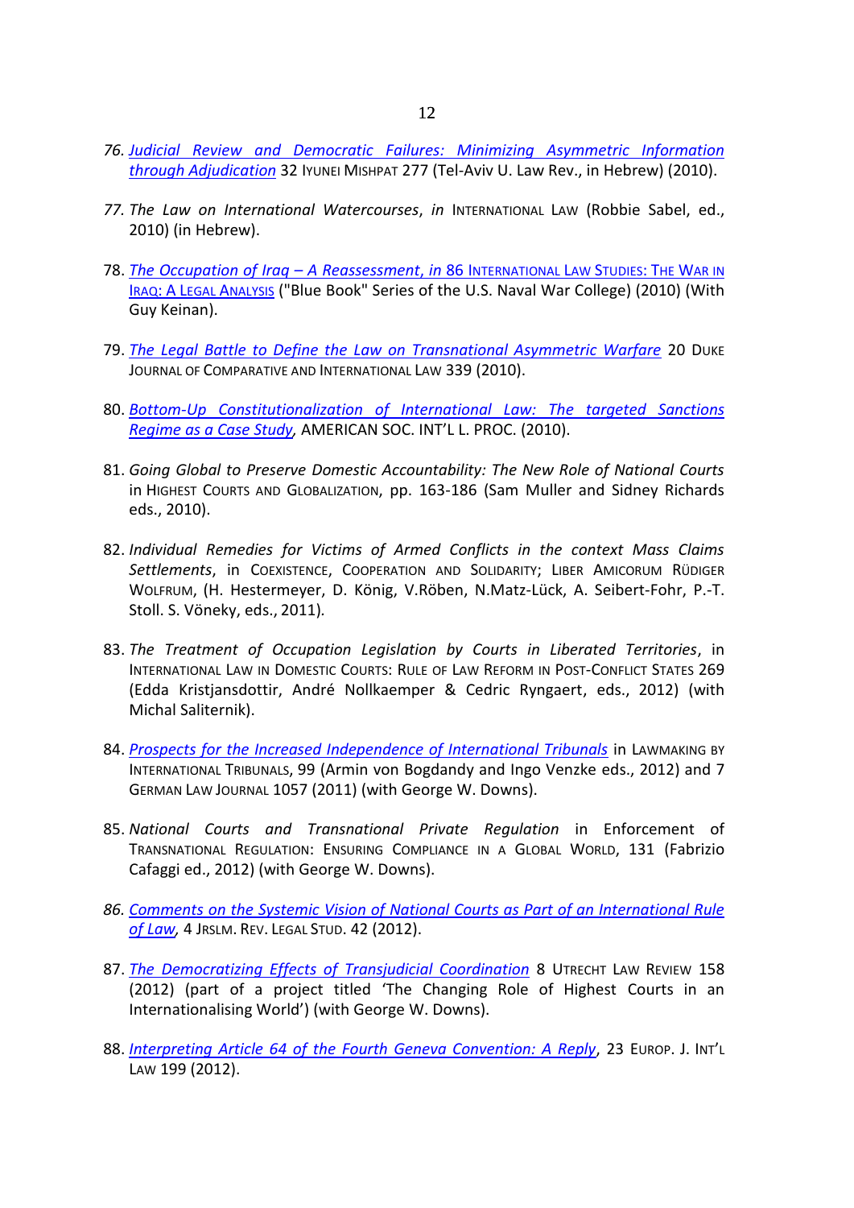76. *Judicial Review and Democratic Failures: Minimizing Asymmetric Information through Adjudication* 32 IYUNEI MISHPAT 277 (Tel-Aviv U. Law Rev., in Hebrew) (2010).

77. *The Law on International Watercourses*, *in* INTERNATIONAL LAW (Robbie Sabel, ed., 2010) (in Hebrew).

78. *The Occupation of Iraq – A Reassessment, in* 86 INTERNATIONAL LAW STUDIES: THE WAR IN IRAQ: A LEGAL ANALYSIS ("Blue Book" Series of the U.S. Naval War College) (2010) (With Guy Keinan).

79. *The Legal Battle to Define the Law on Transnational Asymmetric Warfare* 20 DUKE JOURNAL OF COMPARATIVE AND INTERNATIONAL LAW 339 (2010).

80. *Bottom-Up Constitutionalization of International Law: The targeted Sanctions Regime as a Case Study*, AMERICAN SOC. INT'L L. PROC. (2010).

81. *Going Global to Preserve Domestic Accountability: The New Role of National Courts* in HIGHEST COURTS AND GLOBALIZATION, pp. 163-186 (Sam Muller and Sidney Richards eds., 2010).

82. *Individual Remedies for Victims of Armed Conflicts in the context Mass Claims Settlements*, in COEXISTENCE, COOPERATION AND SOLIDARITY; LIBER AMICORUM RÜDIGER WOLFRUM, (H. Hestermeyer, D. König, V.Röben, N.Matz-Lück, A. Seibert-Fohr, P.-T. Stoll. S. Vöneky, eds., 2011).

83. *The Treatment of Occupation Legislation by Courts in Liberated Territories*, in INTERNATIONAL LAW IN DOMESTIC COURTS: RULE OF LAW REFORM IN POST-CONFLICT STATES 269 (Edda Kristjansdottir, André Nollkaemper & Cedric Ryngaert, eds., 2012) (with Michal Saliternik).

84. *Prospects for the Increased Independence of International Tribunals* in LAWMAKING BY INTERNATIONAL TRIBUNALS, 99 (Armin von Bogdandy and Ingo Venzke eds., 2012) and 7 GERMAN LAW JOURNAL 1057 (2011) (with George W. Downs).

85. *National Courts and Transnational Private Regulation* in Enforcement of TRANSNATIONAL REGULATION: ENSURING COMPLIANCE IN A GLOBAL WORLD, 131 (Fabrizio Cafaggi ed., 2012) (with George W. Downs).

86. *Comments on the Systemic Vision of National Courts as Part of an International Rule of Law*, 4 JRSLM. REV. LEGAL STUD. 42 (2012).

87. *The Democratizing Effects of Transjudicial Coordination* 8 UTRECHT LAW REVIEW 158 (2012) (part of a project titled 'The Changing Role of Highest Courts in an Internationalising World') (with George W. Downs).

88. *Interpreting Article 64 of the Fourth Geneva Convention: A Reply*, 23 EUROP. J. INT'L LAW 199 (2012).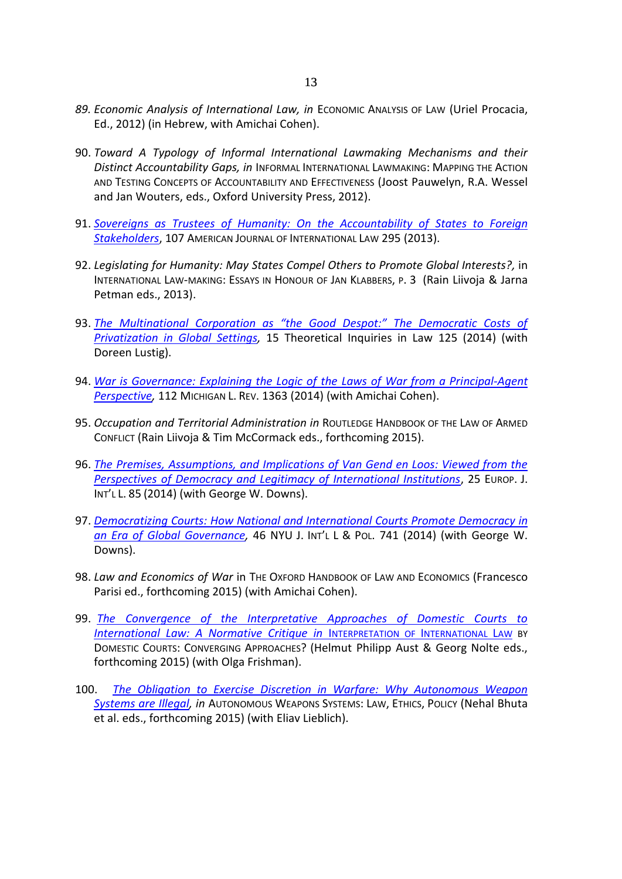89. *Economic Analysis of International Law, in* ECONOMIC ANALYSIS OF LAW (Uriel Procacia, Ed., 2012) (in Hebrew, with Amichai Cohen).

90. *Toward A Typology of Informal International Lawmaking Mechanisms and their Distinct Accountability Gaps, in* INFORMAL INTERNATIONAL LAWMAKING: MAPPING THE ACTION AND TESTING CONCEPTS OF ACCOUNTABILITY AND EFFECTIVENESS (Joost Pauwelyn, R.A. Wessel and Jan Wouters, eds., Oxford University Press, 2012).

91. *Sovereigns as Trustees of Humanity: On the Accountability of States to Foreign Stakeholders*, 107 AMERICAN JOURNAL OF INTERNATIONAL LAW 295 (2013).

92. *Legislating for Humanity: May States Compel Others to Promote Global Interests?,* in INTERNATIONAL LAW-MAKING: ESSAYS IN HONOUR OF JAN KLABBERS, P. 3 (Rain Liivoja & Jarna Petman eds., 2013).

93. *The Multinational Corporation as "the Good Despot:" The Democratic Costs of Privatization in Global Settings,* 15 Theoretical Inquiries in Law 125 (2014) (with Doreen Lustig).

94. *War is Governance: Explaining the Logic of the Laws of War from a Principal-Agent Perspective,* 112 MICHIGAN L. REV. 1363 (2014) (with Amichai Cohen).

95. *Occupation and Territorial Administration in* ROUTLEDGE HANDBOOK OF THE LAW OF ARMED CONFLICT (Rain Liivoja & Tim McCormack eds., forthcoming 2015).

96. *The Premises, Assumptions, and Implications of Van Gend en Loos: Viewed from the Perspectives of Democracy and Legitimacy of International Institutions*, 25 EUROP. J. INT'L L. 85 (2014) (with George W. Downs).

97. *Democratizing Courts: How National and International Courts Promote Democracy in an Era of Global Governance,* 46 NYU J. INT'L L & POL. 741 (2014) (with George W. Downs).

98. *Law and Economics of War* in THE OXFORD HANDBOOK OF LAW AND ECONOMICS (Francesco Parisi ed., forthcoming 2015) (with Amichai Cohen).

99. *The Convergence of the Interpretative Approaches of Domestic Courts to International Law: A Normative Critique in* INTERPRETATION OF INTERNATIONAL LAW BY DOMESTIC COURTS: CONVERGING APPROACHES? (Helmut Philipp Aust & Georg Nolte eds., forthcoming 2015) (with Olga Frishman).

100. *The Obligation to Exercise Discretion in Warfare: Why Autonomous Weapon Systems are Illegal, in* AUTONOMOUS WEAPONS SYSTEMS: LAW, ETHICS, POLICY (Nehal Bhuta et al. eds., forthcoming 2015) (with Eliav Lieblich).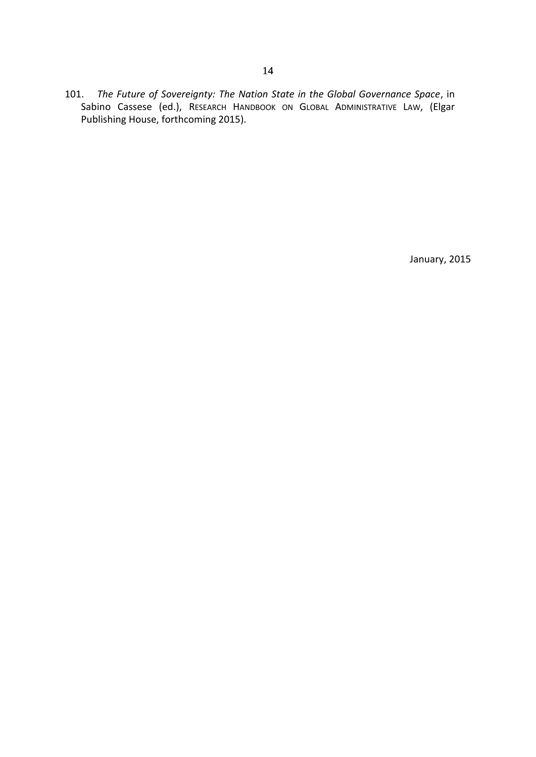101. *The Future of Sovereignty: The Nation State in the Global Governance Space*, in Sabino Cassese (ed.), RESEARCH HANDBOOK ON GLOBAL ADMINISTRATIVE LAW, (Elgar Publishing House, forthcoming 2015).

January, 2015